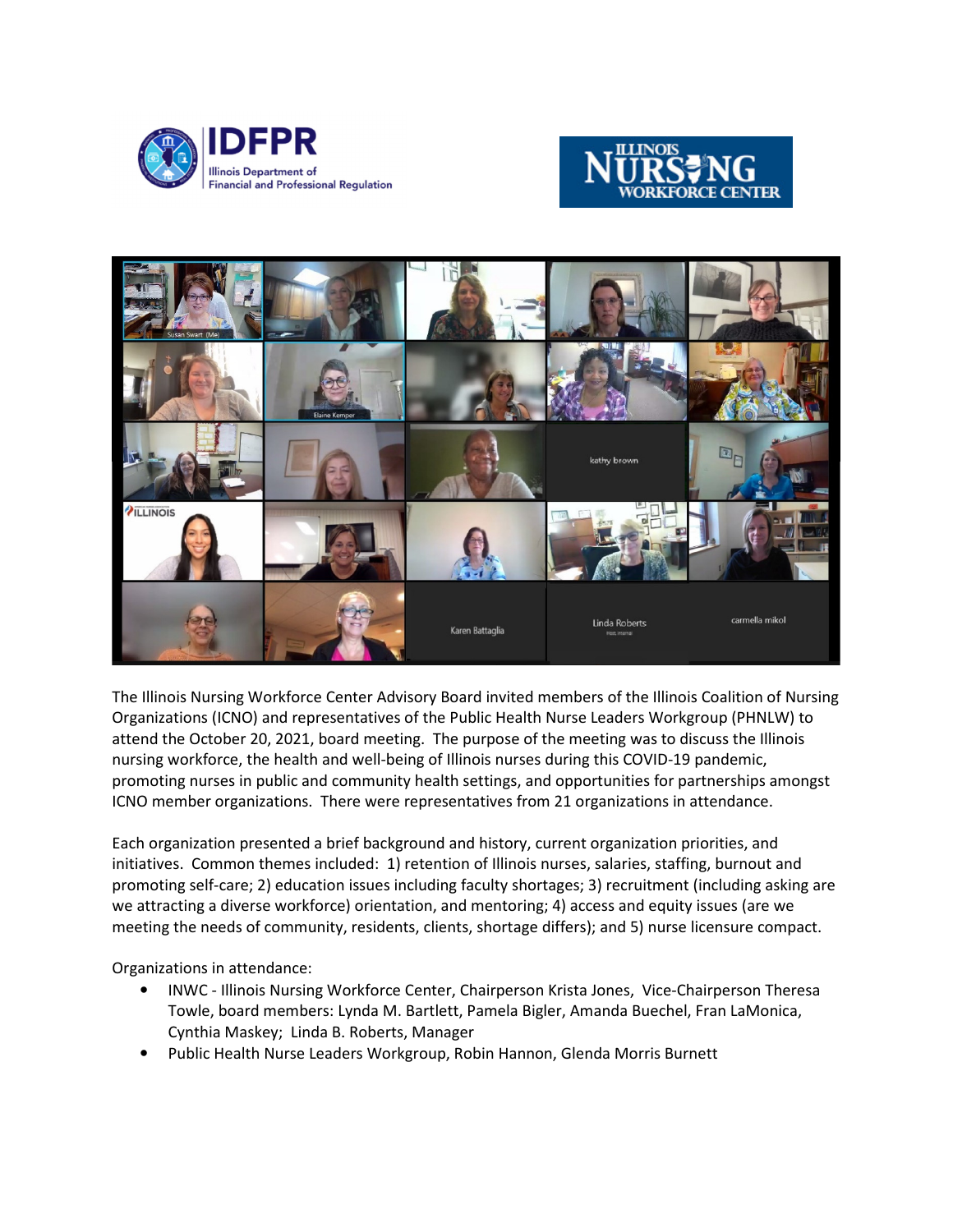The Illinois Nursing Workforce Center Advisory Board invited members of the Illinois Coalition of Nursing Organizations (ICNO) and representatives of the Public Health Nurse Leaders Workgroup (PHNLW) to attend the October 20, 2021, board meeting. The purpose of the meeting was to discuss the Illinois nursing workforce, the health and well-being of Illinois nurses during this COVID-19 pandemic, promoting nurses in public and community health settings, and opportunities for partnerships amongst ICNO member organizations. There were representatives from 21 organizations in attendance.

Each organization presented a brief background and history, current organization priorities, and initiatives. Common themes included: 1) retention of Illinois nurses, salaries, staffing, burnout and promoting self-care; 2) education issues including faculty shortages; 3) recruitment (including asking are we attracting a diverse workforce) orientation, and mentoring; 4) access and equity issues (are we meeting the needs of community, residents, clients, shortage differs); and 5) nurse licensure compact.

Organizations in attendance:

- INWC - Illinois Nursing Workforce Center, Chairperson Krista Jones, Vice-Chairperson Theresa Towle, board members: Lynda M. Bartlett, Pamela Bigler, Amanda Buechel, Fran LaMonica, Cynthia Maskey; Linda B. Roberts, Manager
- Public Health Nurse Leaders Workgroup, Robin Hannon, Glenda Morris Burnett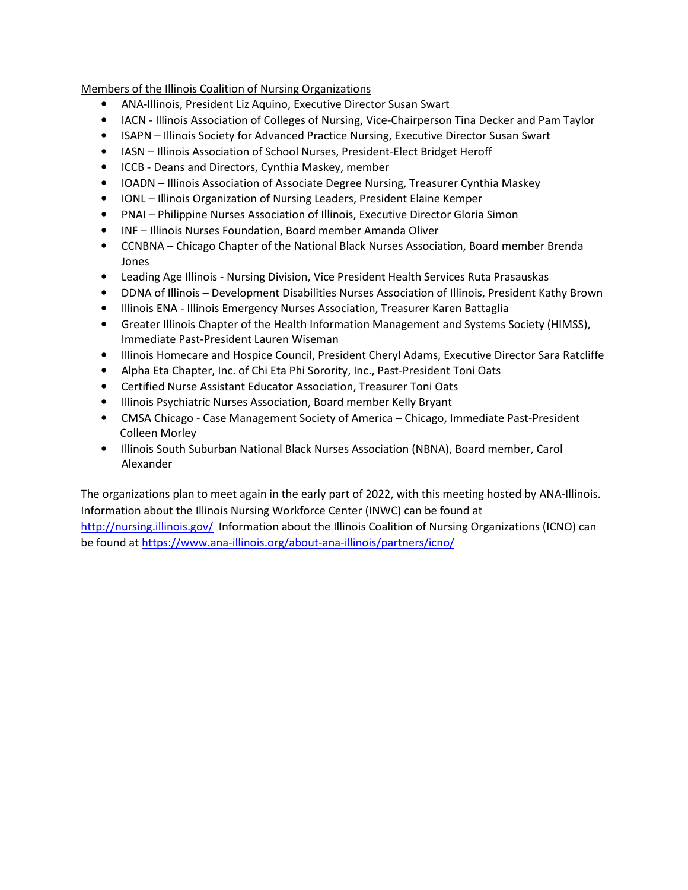<u>Members of the Illinois Coalition of Nursing Organizations</u>

- ANA-Illinois, President Liz Aquino, Executive Director Susan Swart
- IACN - Illinois Association of Colleges of Nursing, Vice-Chairperson Tina Decker and Pam Taylor
- ISAPN – Illinois Society for Advanced Practice Nursing, Executive Director Susan Swart
- IASN – Illinois Association of School Nurses, President-Elect Bridget Heroff
- ICCB - Deans and Directors, Cynthia Maskey, member
- IOADN – Illinois Association of Associate Degree Nursing, Treasurer Cynthia Maskey
- IONL – Illinois Organization of Nursing Leaders, President Elaine Kemper
- PNAI – Philippine Nurses Association of Illinois, Executive Director Gloria Simon
- INF – Illinois Nurses Foundation, Board member Amanda Oliver
- CCNBNA – Chicago Chapter of the National Black Nurses Association, Board member Brenda Jones
- Leading Age Illinois - Nursing Division, Vice President Health Services Ruta Prasauskas
- DDNA of Illinois – Development Disabilities Nurses Association of Illinois, President Kathy Brown
- Illinois ENA - Illinois Emergency Nurses Association, Treasurer Karen Battaglia
- Greater Illinois Chapter of the Health Information Management and Systems Society (HIMSS), Immediate Past-President Lauren Wiseman
- Illinois Homecare and Hospice Council, President Cheryl Adams, Executive Director Sara Ratcliffe
- Alpha Eta Chapter, Inc. of Chi Eta Phi Sorority, Inc., Past-President Toni Oats
- Certified Nurse Assistant Educator Association, Treasurer Toni Oats
- Illinois Psychiatric Nurses Association, Board member Kelly Bryant
- CMSA Chicago - Case Management Society of America – Chicago, Immediate Past-President Colleen Morley
- Illinois South Suburban National Black Nurses Association (NBNA), Board member, Carol Alexander

The organizations plan to meet again in the early part of 2022, with this meeting hosted by ANA-Illinois. Information about the Illinois Nursing Workforce Center (INWC) can be found at http://nursing.illinois.gov/ Information about the Illinois Coalition of Nursing Organizations (ICNO) can be found at https://www.ana-illinois.org/about-ana-illinois/partners/icno/